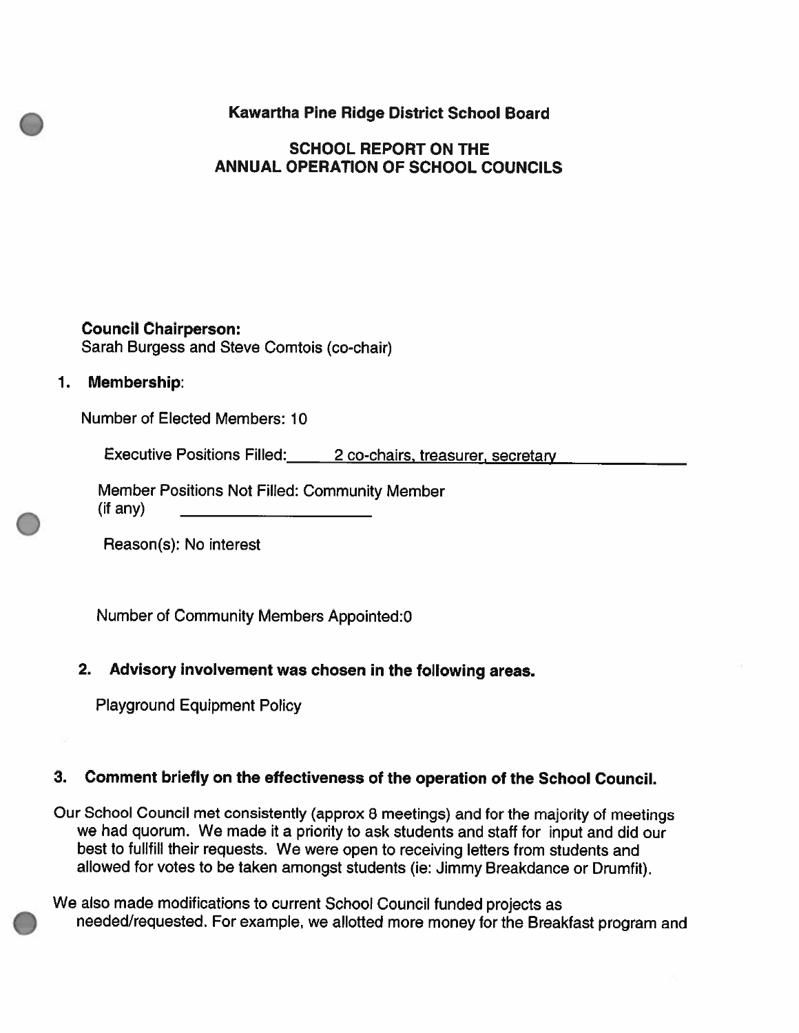# Kawartha Pine Ridge District School Board

## SCHOOL REPORT ON THE ANNUAL OPERATION OF SCHOOL COUNCILS

**Council Chairperson:**
Sarah Burgess and Steve Comtois (co-chair)

### 1. Membership:

Number of Elected Members: 10

Executive Positions Filled: 2 co-chairs, treasurer, secretary

Member Positions Not Filled: Community Member
(if any)

Reason(s): No interest

Number of Community Members Appointed:0

### 2. Advisory involvement was chosen in the following areas.

Playground Equipment Policy

### 3. Comment briefly on the effectiveness of the operation of the School Council.

Our School Council met consistently (approx 8 meetings) and for the majority of meetings we had quorum. We made it a priority to ask students and staff for input and did our best to fullfill their requests. We were open to receiving letters from students and allowed for votes to be taken amongst students (ie: Jimmy Breakdance or Drumfit).

We also made modifications to current School Council funded projects as needed/requested. For example, we allotted more money for the Breakfast program and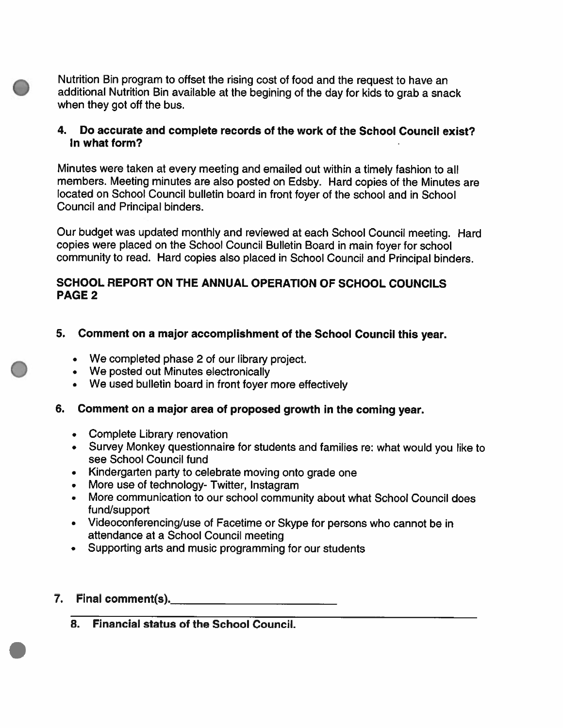Nutrition Bin program to offset the rising cost of food and the request to have an additional Nutrition Bin available at the begining of the day for kids to grab a snack when they got off the bus.

### 4. Do accurate and complete records of the work of the School Council exist? In what form?

Minutes were taken at every meeting and emailed out within a timely fashion to all members. Meeting minutes are also posted on Edsby. Hard copies of the Minutes are located on School Council bulletin board in front foyer of the school and in School Council and Principal binders.

Our budget was updated monthly and reviewed at each School Council meeting. Hard copies were placed on the School Council Bulletin Board in main foyer for school community to read. Hard copies also placed in School Council and Principal binders.

## SCHOOL REPORT ON THE ANNUAL OPERATION OF SCHOOL COUNCILS PAGE 2

### 5. Comment on a major accomplishment of the School Council this year.

- We completed phase 2 of our library project.
- We posted out Minutes electronically
- We used bulletin board in front foyer more effectively

### 6. Comment on a major area of proposed growth in the coming year.

- Complete Library renovation
- Survey Monkey questionnaire for students and families re: what would you like to see School Council fund
- Kindergarten party to celebrate moving onto grade one
- More use of technology- Twitter, Instagram
- More communication to our school community about what School Council does fund/support
- Videoconferencing/use of Facetime or Skype for persons who cannot be in attendance at a School Council meeting
- Supporting arts and music programming for our students

### 7. Final comment(s).____________________________

### 8. Financial status of the School Council.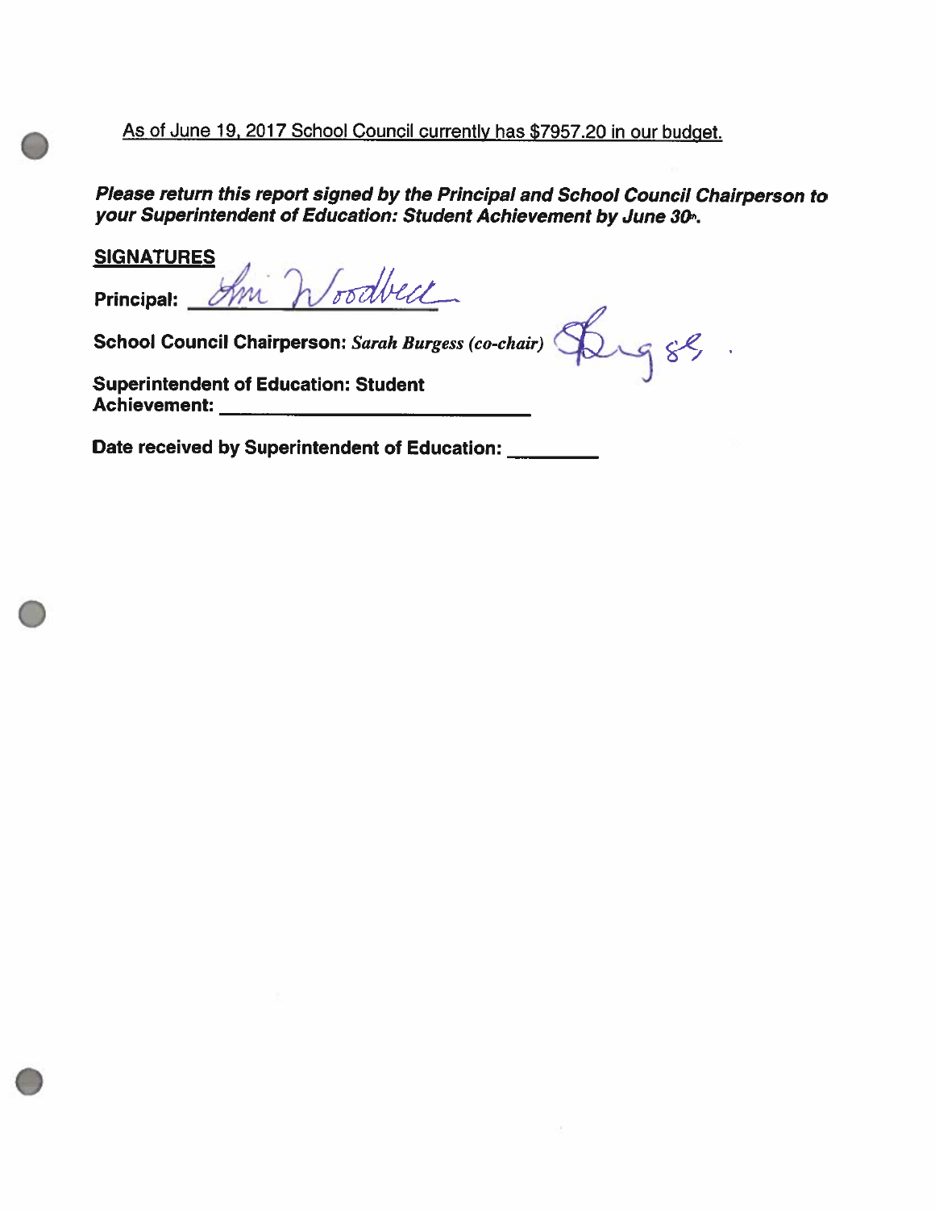As of June 19, 2017 School Council currently has $7957.20 in our budget.

***Please return this report signed by the Principal and School Council Chairperson to your Superintendent of Education: Student Achievement by June 30th.***

**SIGNATURES**

**Principal:** Ami Woodbell

**School Council Chairperson:** *Sarah Burgess (co-chair)* SBurgess

**Superintendent of Education: Student Achievement:** ______________________________

**Date received by Superintendent of Education:** _________